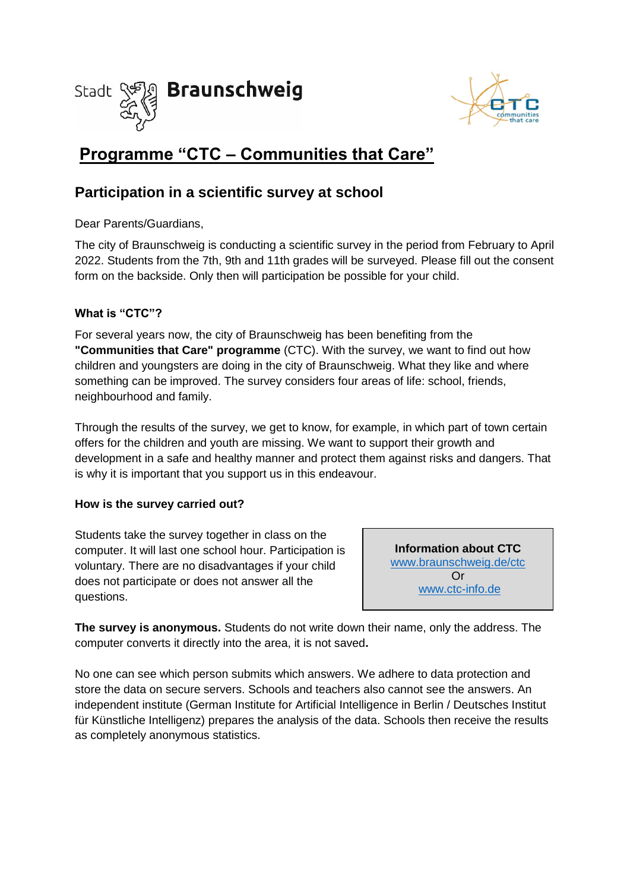Stadt Braunschweig

# Programme "CTC – Communities that Care"

## Participation in a scientific survey at school

Dear Parents/Guardians,

The city of Braunschweig is conducting a scientific survey in the period from February to April 2022. Students from the 7th, 9th and 11th grades will be surveyed. Please fill out the consent form on the backside. Only then will participation be possible for your child.

**What is "CTC"?**

For several years now, the city of Braunschweig has been benefiting from the **"Communities that Care" programme** (CTC). With the survey, we want to find out how children and youngsters are doing in the city of Braunschweig. What they like and where something can be improved. The survey considers four areas of life: school, friends, neighbourhood and family.

Through the results of the survey, we get to know, for example, in which part of town certain offers for the children and youth are missing. We want to support their growth and development in a safe and healthy manner and protect them against risks and dangers. That is why it is important that you support us in this endeavour.

**How is the survey carried out?**

Students take the survey together in class on the computer. It will last one school hour. Participation is voluntary. There are no disadvantages if your child does not participate or does not answer all the questions.

> **Information about CTC**
> www.braunschweig.de/ctc
> Or
> www.ctc-info.de

**The survey is anonymous.** Students do not write down their name, only the address. The computer converts it directly into the area, it is not saved**.**

No one can see which person submits which answers. We adhere to data protection and store the data on secure servers. Schools and teachers also cannot see the answers. An independent institute (German Institute for Artificial Intelligence in Berlin / Deutsches Institut für Künstliche Intelligenz) prepares the analysis of the data. Schools then receive the results as completely anonymous statistics.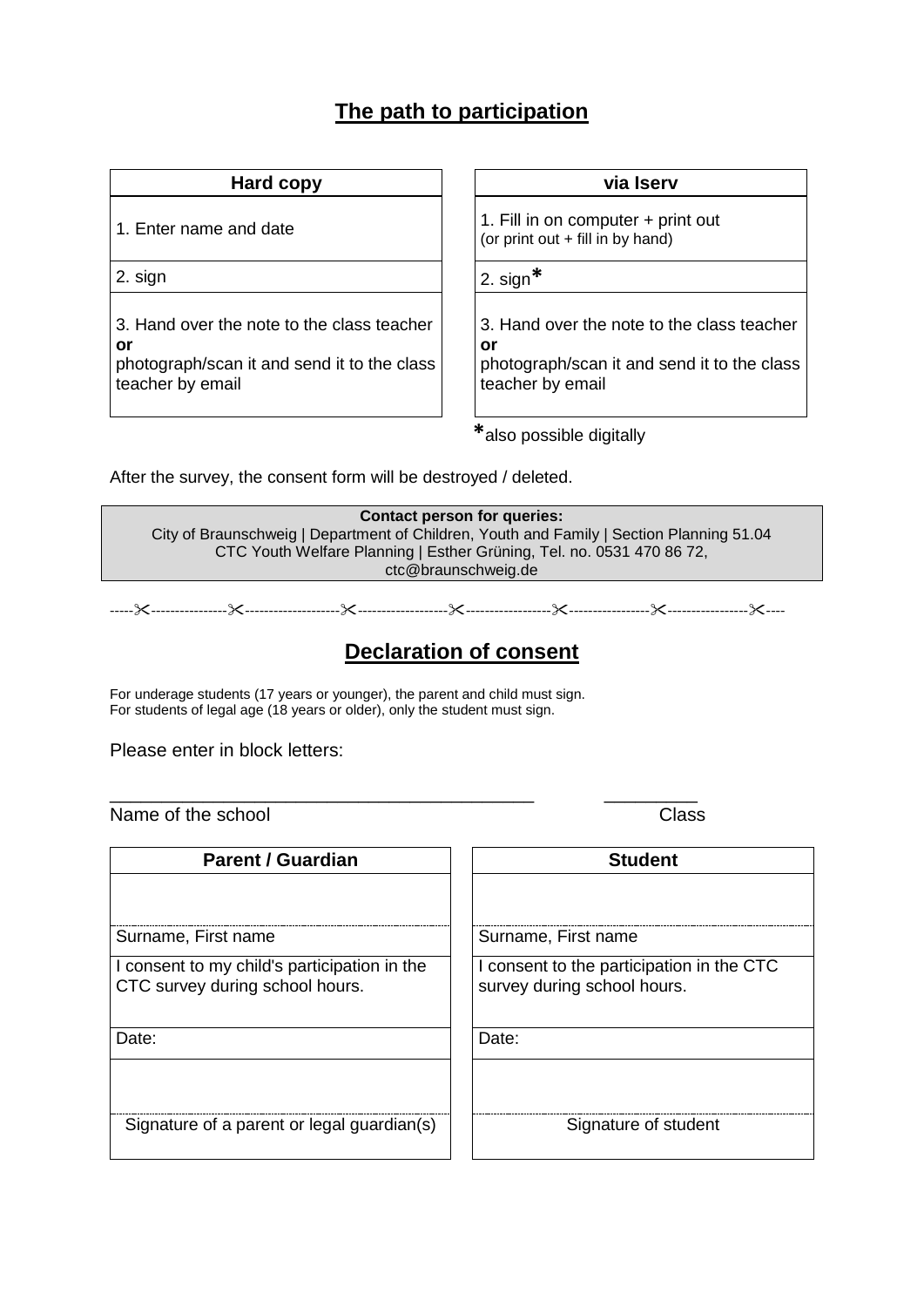## The path to participation

| Hard copy | via Iserv |
| --- | --- |
| 1. Enter name and date | 1. Fill in on computer + print out (or print out + fill in by hand) |
| 2. sign | 2. sign* |
| 3. Hand over the note to the class teacher **or** photograph/scan it and send it to the class teacher by email | 3. Hand over the note to the class teacher **or** photograph/scan it and send it to the class teacher by email |

*also possible digitally

After the survey, the consent form will be destroyed / deleted.

**Contact person for queries:**
City of Braunschweig | Department of Children, Youth and Family | Section Planning 51.04
CTC Youth Welfare Planning | Esther Grüning, Tel. no. 0531 470 86 72,
ctc@braunschweig.de

-----✂----------------✂--------------------✂-------------------✂------------------✂-----------------✂-----------------✂----

## Declaration of consent

For underage students (17 years or younger), the parent and child must sign.
For students of legal age (18 years or older), only the student must sign.

Please enter in block letters:

\_\_\_\_\_\_\_\_\_\_\_\_\_\_\_\_\_\_\_\_\_\_\_\_\_\_\_\_\_\_\_\_\_\_\_\_\_\_\_\_\_\_ \_\_\_\_\_\_\_\_\_
Name of the school Class

| Parent / Guardian | Student |
| --- | --- |
| | |
| Surname, First name | Surname, First name |
| I consent to my child's participation in the CTC survey during school hours. | I consent to the participation in the CTC survey during school hours. |
| Date: | Date: |
| | |
| Signature of a parent or legal guardian(s) | Signature of student |